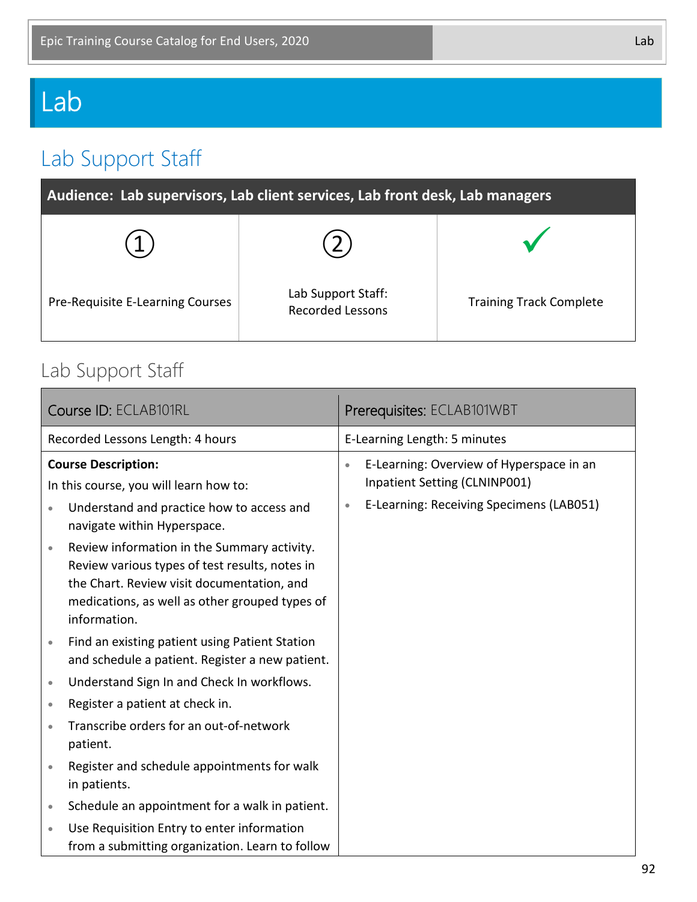# Lab

## Lab Support Staff

| Audience: Lab supervisors, Lab client services, Lab front desk, Lab managers | | |
|---|---|---|
| ① Pre-Requisite E-Learning Courses | ② Lab Support Staff: Recorded Lessons | ✓ Training Track Complete |

### Lab Support Staff

| Course ID: ECLAB101RL | Prerequisites: ECLAB101WBT |
|---|---|
| Recorded Lessons Length: 4 hours | E-Learning Length: 5 minutes |
| **Course Description:**<br>In this course, you will learn how to:<br>• Understand and practice how to access and navigate within Hyperspace.<br>• Review information in the Summary activity. Review various types of test results, notes in the Chart. Review visit documentation, and medications, as well as other grouped types of information.<br>• Find an existing patient using Patient Station and schedule a patient. Register a new patient.<br>• Understand Sign In and Check In workflows.<br>• Register a patient at check in.<br>• Transcribe orders for an out-of-network patient.<br>• Register and schedule appointments for walk in patients.<br>• Schedule an appointment for a walk in patient.<br>• Use Requisition Entry to enter information from a submitting organization. Learn to follow | • E-Learning: Overview of Hyperspace in an Inpatient Setting (CLNINP001)<br>• E-Learning: Receiving Specimens (LAB051) |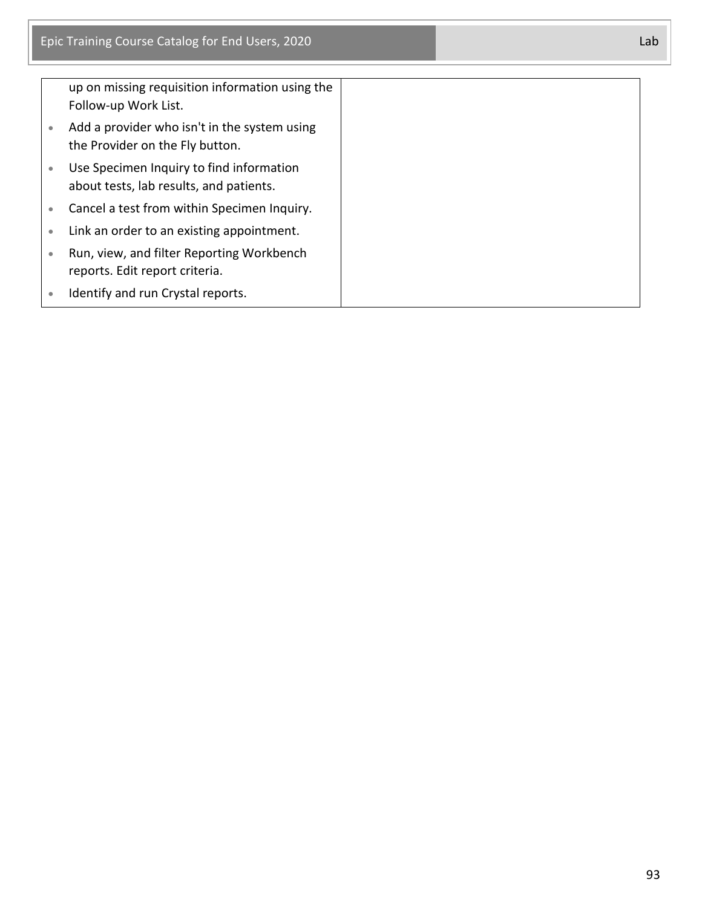|  |  |
|---|---|
| up on missing requisition information using the Follow-up Work List.<br>• Add a provider who isn't in the system using the Provider on the Fly button.<br>• Use Specimen Inquiry to find information about tests, lab results, and patients.<br>• Cancel a test from within Specimen Inquiry.<br>• Link an order to an existing appointment.<br>• Run, view, and filter Reporting Workbench reports. Edit report criteria.<br>• Identify and run Crystal reports. |  |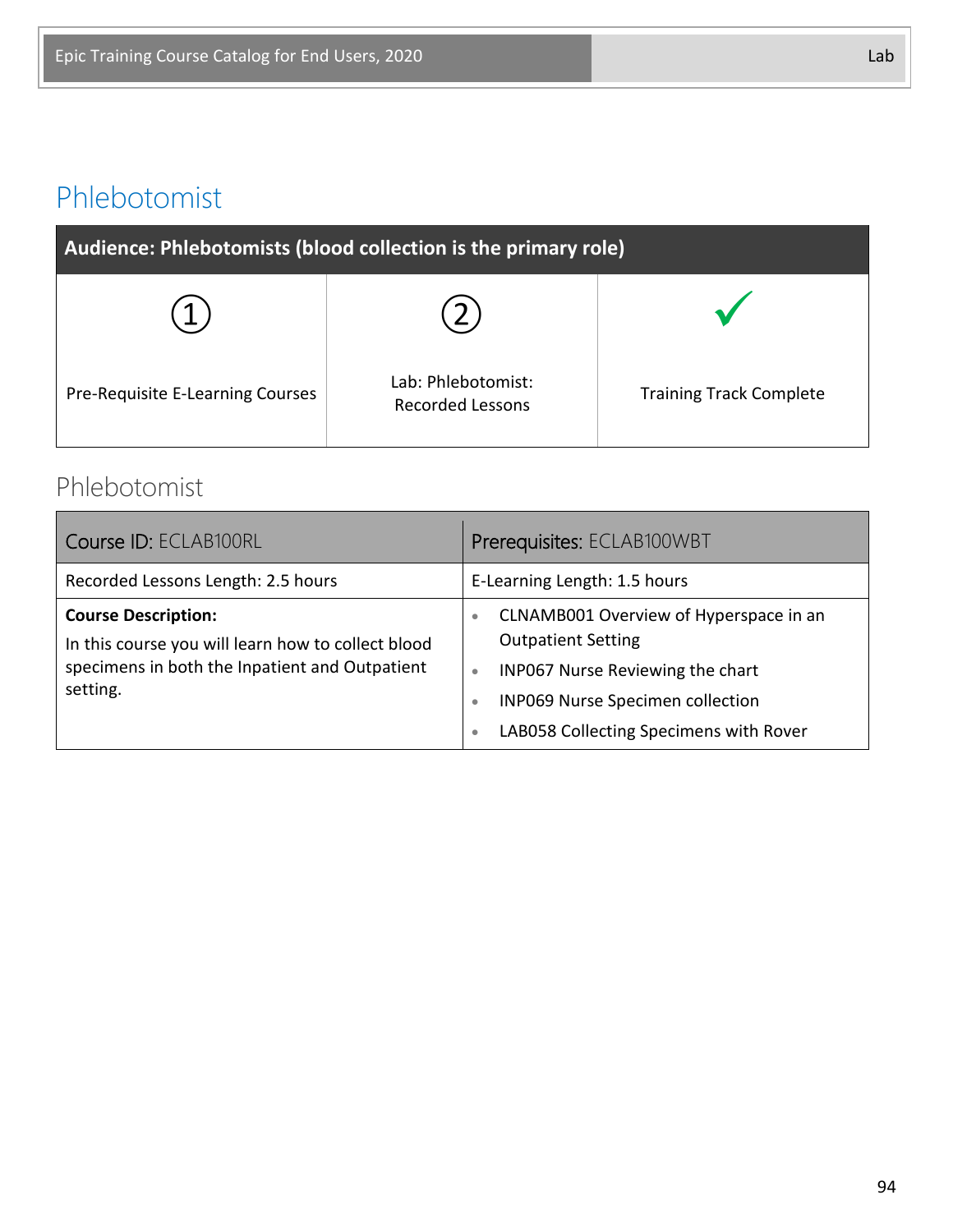# Phlebotomist

| Audience: Phlebotomists (blood collection is the primary role) | | |
|---|---|---|
| ① Pre-Requisite E-Learning Courses | ② Lab: Phlebotomist: Recorded Lessons | ✓ Training Track Complete |

## Phlebotomist

| Course ID: ECLAB100RL | Prerequisites: ECLAB100WBT |
|---|---|
| Recorded Lessons Length: 2.5 hours | E-Learning Length: 1.5 hours |
| **Course Description:** In this course you will learn how to collect blood specimens in both the Inpatient and Outpatient setting. | • CLNAMB001 Overview of Hyperspace in an Outpatient Setting<br>• INP067 Nurse Reviewing the chart<br>• INP069 Nurse Specimen collection<br>• LAB058 Collecting Specimens with Rover |